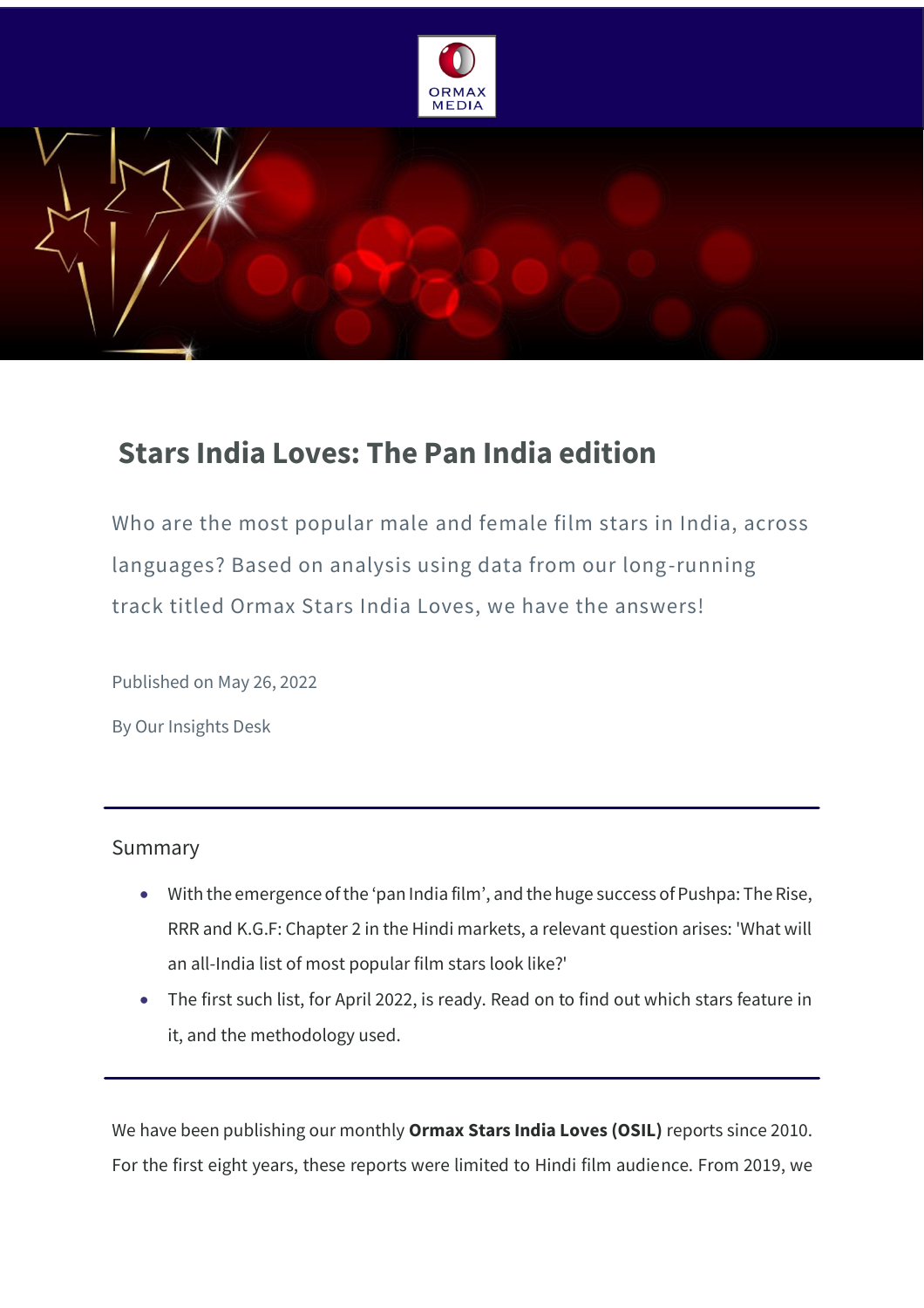# Stars India Loves: The Pan India edition

Who are the most popular male and female film stars in India, across languages? Based on analysis using data from our long-running track titled Ormax Stars India Loves, we have the answers!

Published on May 26, 2022

By Our Insights Desk

---

Summary

- With the emergence of the 'pan India film', and the huge success of Pushpa: The Rise, RRR and K.G.F: Chapter 2 in the Hindi markets, a relevant question arises: 'What will an all-India list of most popular film stars look like?'
- The first such list, for April 2022, is ready. Read on to find out which stars feature in it, and the methodology used.

---

We have been publishing our monthly **Ormax Stars India Loves (OSIL)** reports since 2010. For the first eight years, these reports were limited to Hindi film audience. From 2019, we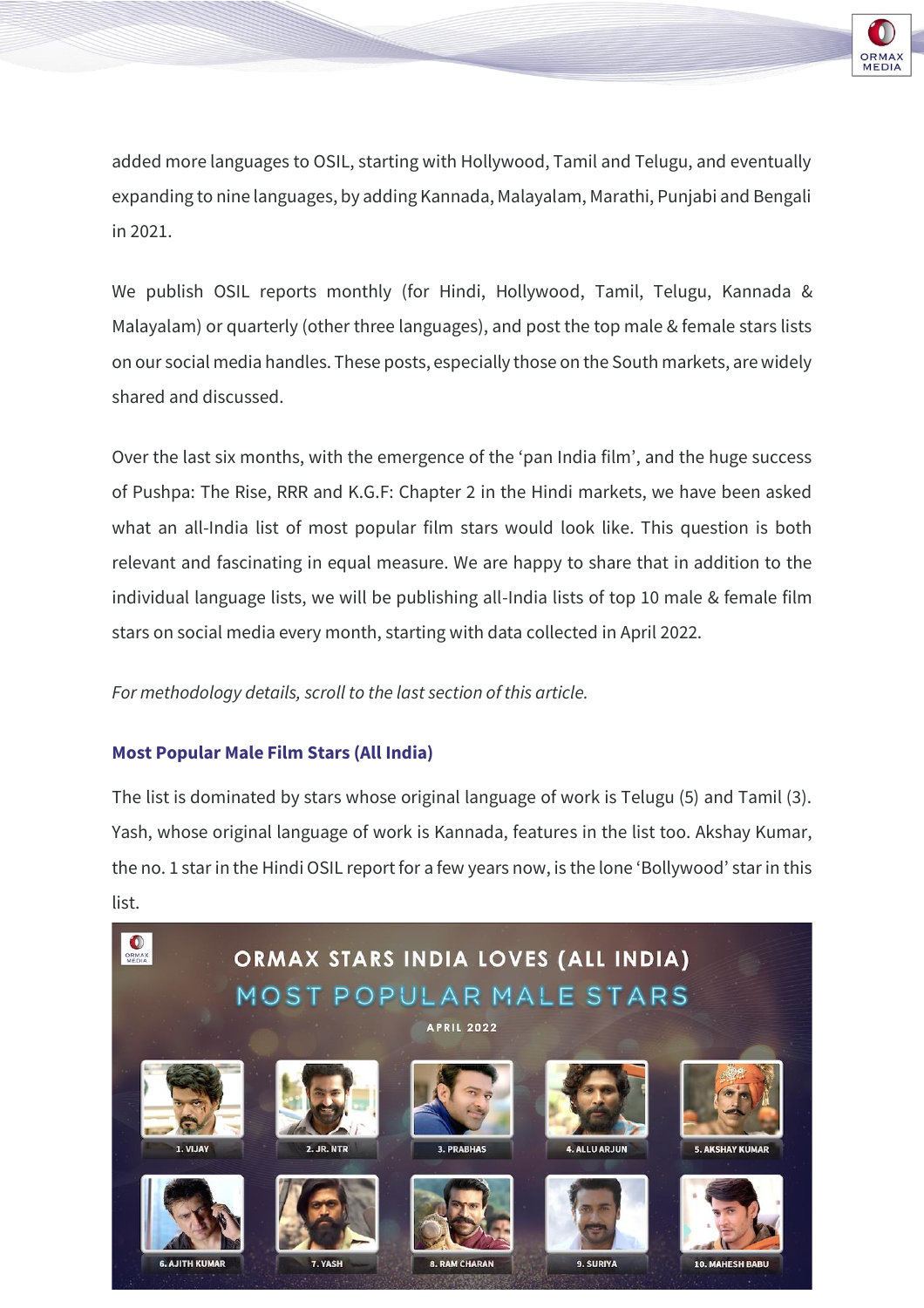added more languages to OSIL, starting with Hollywood, Tamil and Telugu, and eventually expanding to nine languages, by adding Kannada, Malayalam, Marathi, Punjabi and Bengali in 2021.

We publish OSIL reports monthly (for Hindi, Hollywood, Tamil, Telugu, Kannada & Malayalam) or quarterly (other three languages), and post the top male & female stars lists on our social media handles. These posts, especially those on the South markets, are widely shared and discussed.

Over the last six months, with the emergence of the 'pan India film', and the huge success of Pushpa: The Rise, RRR and K.G.F: Chapter 2 in the Hindi markets, we have been asked what an all-India list of most popular film stars would look like. This question is both relevant and fascinating in equal measure. We are happy to share that in addition to the individual language lists, we will be publishing all-India lists of top 10 male & female film stars on social media every month, starting with data collected in April 2022.

*For methodology details, scroll to the last section of this article.*

### Most Popular Male Film Stars (All India)

The list is dominated by stars whose original language of work is Telugu (5) and Tamil (3). Yash, whose original language of work is Kannada, features in the list too. Akshay Kumar, the no. 1 star in the Hindi OSIL report for a few years now, is the lone 'Bollywood' star in this list.

**ORMAX STARS INDIA LOVES (ALL INDIA)**
**MOST POPULAR MALE STARS**
APRIL 2022

1. VIJAY
2. JR. NTR
3. PRABHAS
4. ALLU ARJUN
5. AKSHAY KUMAR
6. AJITH KUMAR
7. YASH
8. RAM CHARAN
9. SURIYA
10. MAHESH BABU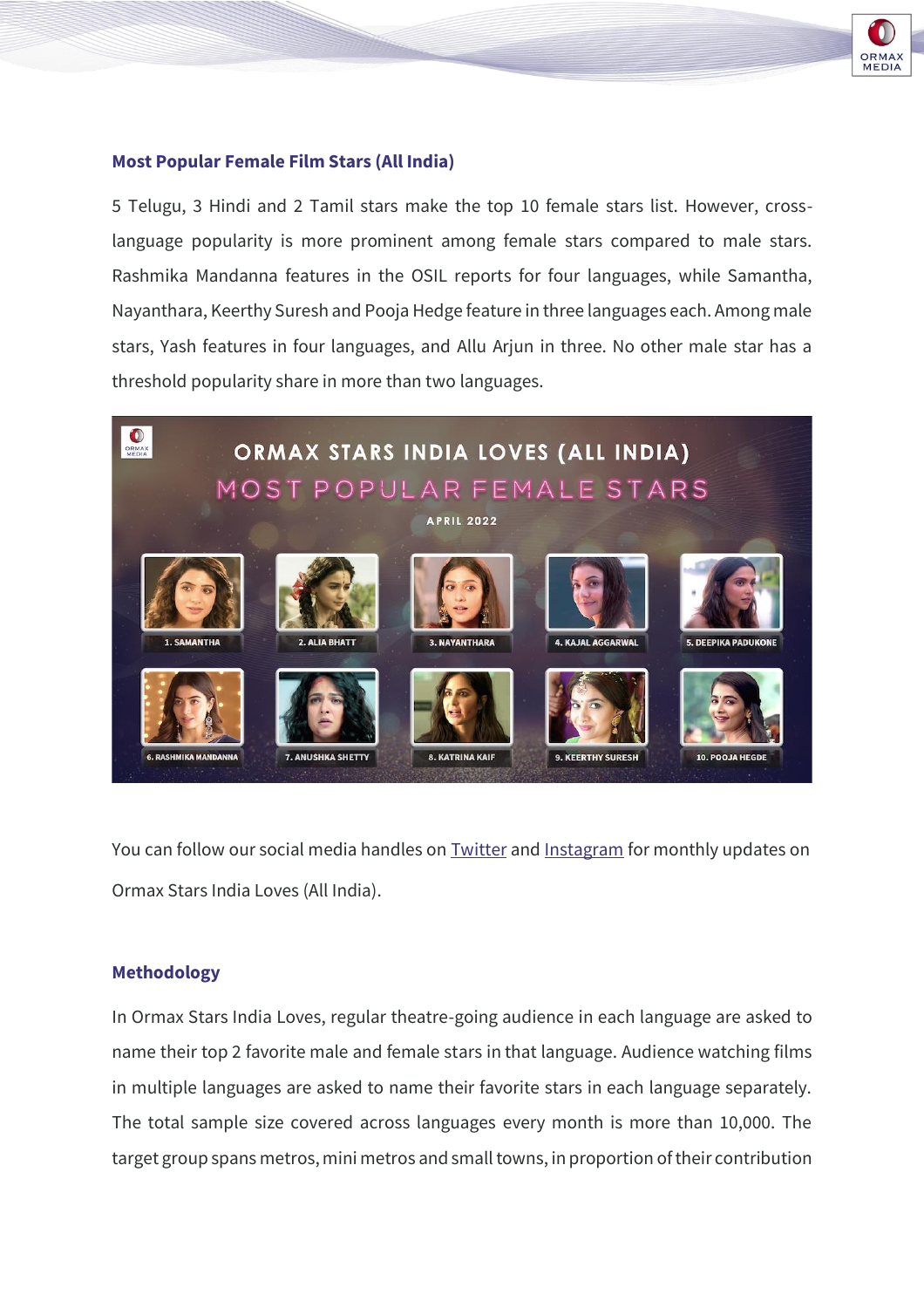## Most Popular Female Film Stars (All India)

5 Telugu, 3 Hindi and 2 Tamil stars make the top 10 female stars list. However, cross-language popularity is more prominent among female stars compared to male stars. Rashmika Mandanna features in the OSIL reports for four languages, while Samantha, Nayanthara, Keerthy Suresh and Pooja Hedge feature in three languages each. Among male stars, Yash features in four languages, and Allu Arjun in three. No other male star has a threshold popularity share in more than two languages.

ORMAX STARS INDIA LOVES (ALL INDIA)

MOST POPULAR FEMALE STARS

APRIL 2022

1. SAMANTHA
2. ALIA BHATT
3. NAYANTHARA
4. KAJAL AGGARWAL
5. DEEPIKA PADUKONE
6. RASHMIKA MANDANNA
7. ANUSHKA SHETTY
8. KATRINA KAIF
9. KEERTHY SURESH
10. POOJA HEGDE

You can follow our social media handles on Twitter and Instagram for monthly updates on Ormax Stars India Loves (All India).

## Methodology

In Ormax Stars India Loves, regular theatre-going audience in each language are asked to name their top 2 favorite male and female stars in that language. Audience watching films in multiple languages are asked to name their favorite stars in each language separately. The total sample size covered across languages every month is more than 10,000. The target group spans metros, mini metros and small towns, in proportion of their contribution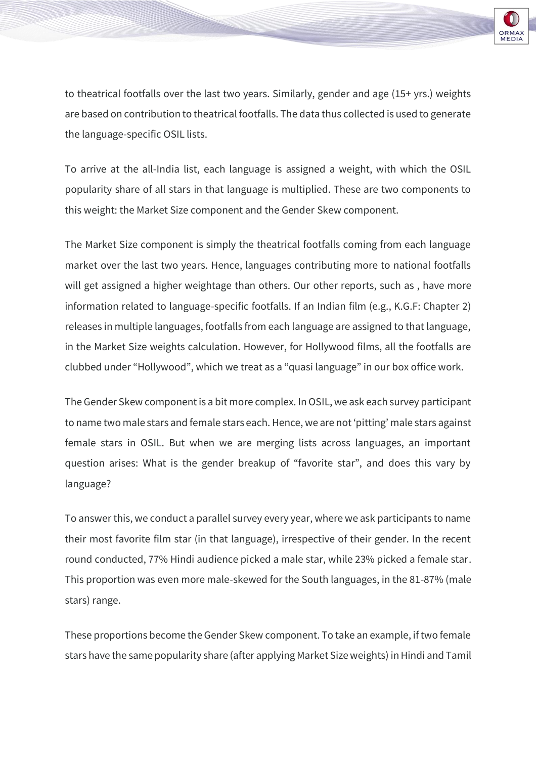to theatrical footfalls over the last two years. Similarly, gender and age (15+ yrs.) weights are based on contribution to theatrical footfalls. The data thus collected is used to generate the language-specific OSIL lists.

To arrive at the all-India list, each language is assigned a weight, with which the OSIL popularity share of all stars in that language is multiplied. These are two components to this weight: the Market Size component and the Gender Skew component.

The Market Size component is simply the theatrical footfalls coming from each language market over the last two years. Hence, languages contributing more to national footfalls will get assigned a higher weightage than others. Our other reports, such as , have more information related to language-specific footfalls. If an Indian film (e.g., K.G.F: Chapter 2) releases in multiple languages, footfalls from each language are assigned to that language, in the Market Size weights calculation. However, for Hollywood films, all the footfalls are clubbed under "Hollywood", which we treat as a "quasi language" in our box office work.

The Gender Skew component is a bit more complex. In OSIL, we ask each survey participant to name two male stars and female stars each. Hence, we are not 'pitting' male stars against female stars in OSIL. But when we are merging lists across languages, an important question arises: What is the gender breakup of "favorite star", and does this vary by language?

To answer this, we conduct a parallel survey every year, where we ask participants to name their most favorite film star (in that language), irrespective of their gender. In the recent round conducted, 77% Hindi audience picked a male star, while 23% picked a female star. This proportion was even more male-skewed for the South languages, in the 81-87% (male stars) range.

These proportions become the Gender Skew component. To take an example, if two female stars have the same popularity share (after applying Market Size weights) in Hindi and Tamil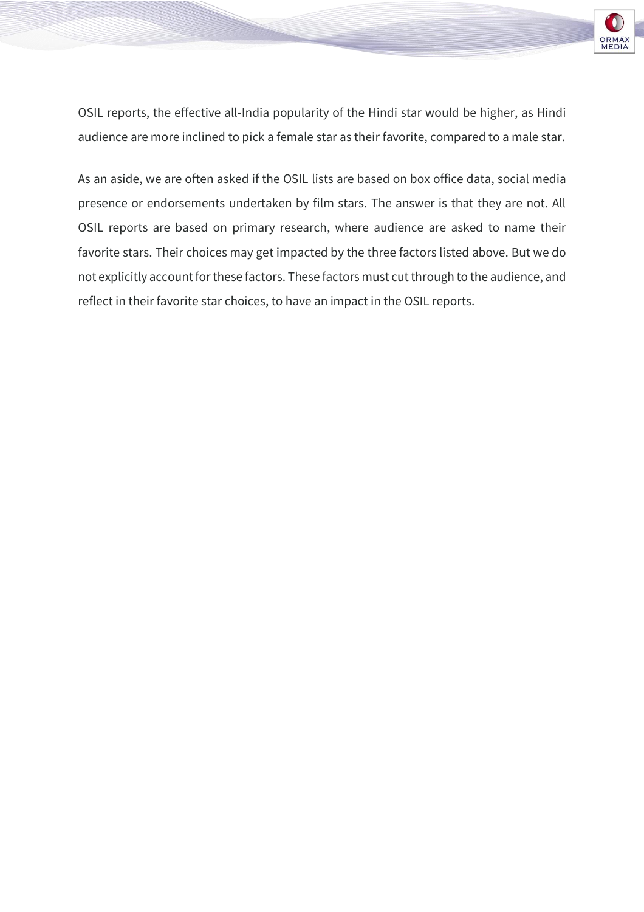OSIL reports, the effective all-India popularity of the Hindi star would be higher, as Hindi audience are more inclined to pick a female star as their favorite, compared to a male star.

As an aside, we are often asked if the OSIL lists are based on box office data, social media presence or endorsements undertaken by film stars. The answer is that they are not. All OSIL reports are based on primary research, where audience are asked to name their favorite stars. Their choices may get impacted by the three factors listed above. But we do not explicitly account for these factors. These factors must cut through to the audience, and reflect in their favorite star choices, to have an impact in the OSIL reports.